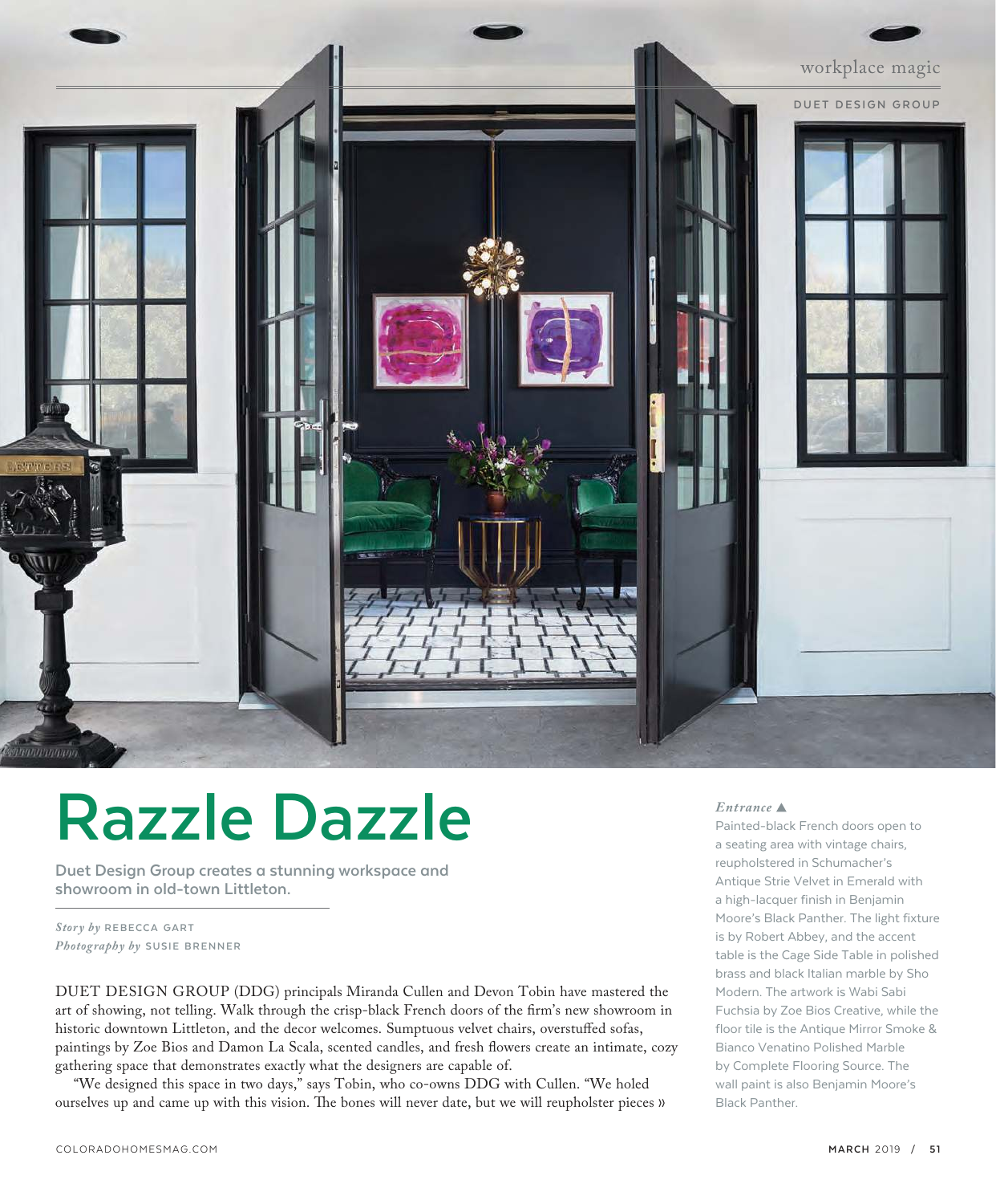workplace magic

DUET DESIGN GROUP

# Razzle Dazzle

**Duet Design Group creates a stunning workspace and showroom in old-town Littleton.**

*Story by* REBECCA GART
*Photography by* SUSIE BRENNER

DUET DESIGN GROUP (DDG) principals Miranda Cullen and Devon Tobin have mastered the art of showing, not telling. Walk through the crisp-black French doors of the firm's new showroom in historic downtown Littleton, and the decor welcomes. Sumptuous velvet chairs, overstuffed sofas, paintings by Zoe Bios and Damon La Scala, scented candles, and fresh flowers create an intimate, cozy gathering space that demonstrates exactly what the designers are capable of.

"We designed this space in two days," says Tobin, who co-owns DDG with Cullen. "We holed ourselves up and came up with this vision. The bones will never date, but we will reupholster pieces »

*Entrance* ▲
Painted-black French doors open to a seating area with vintage chairs, reupholstered in Schumacher's Antique Strie Velvet in Emerald with a high-lacquer finish in Benjamin Moore's Black Panther. The light fixture is by Robert Abbey, and the accent table is the Cage Side Table in polished brass and black Italian marble by Sho Modern. The artwork is Wabi Sabi Fuchsia by Zoe Bios Creative, while the floor tile is the Antique Mirror Smoke & Bianco Venatino Polished Marble by Complete Flooring Source. The wall paint is also Benjamin Moore's Black Panther.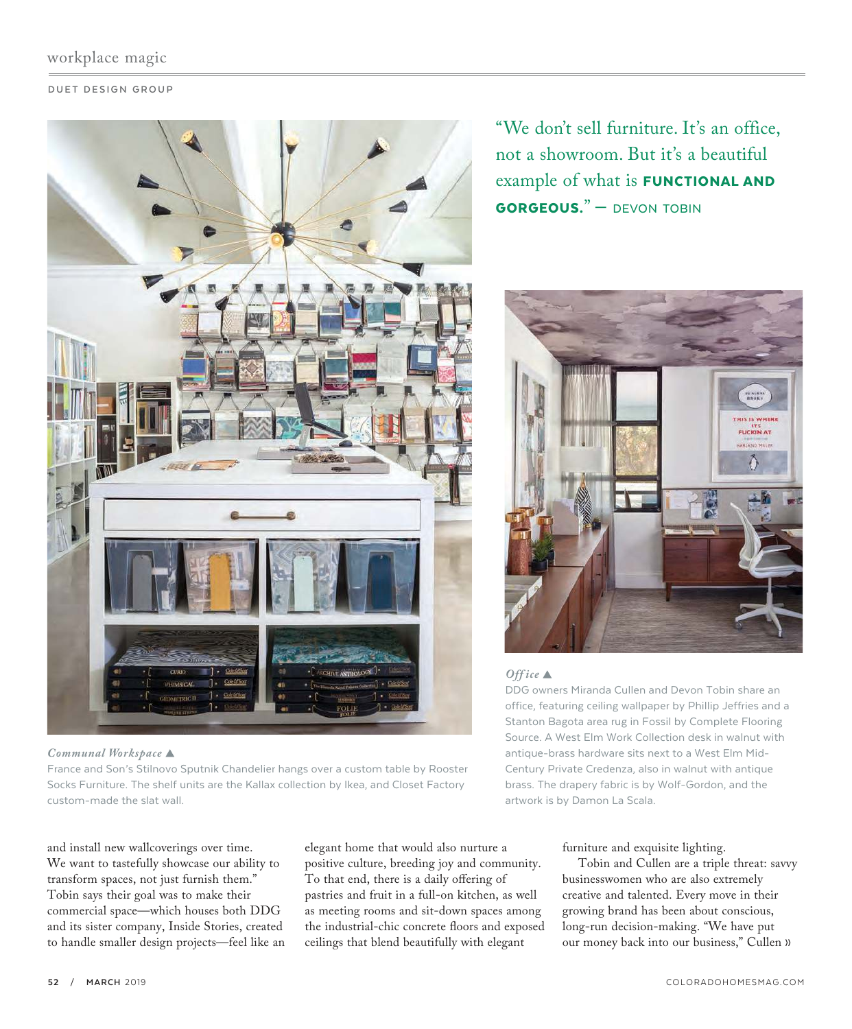DUET DESIGN GROUP

"We don't sell furniture. It's an office, not a showroom. But it's a beautiful example of what is **FUNCTIONAL AND GORGEOUS.**" — DEVON TOBIN

***Communal Workspace*** ▲
France and Son's Stilnovo Sputnik Chandelier hangs over a custom table by Rooster Socks Furniture. The shelf units are the Kallax collection by Ikea, and Closet Factory custom-made the slat wall.

***Office*** ▲
DDG owners Miranda Cullen and Devon Tobin share an office, featuring ceiling wallpaper by Phillip Jeffries and a Stanton Bagota area rug in Fossil by Complete Flooring Source. A West Elm Work Collection desk in walnut with antique-brass hardware sits next to a West Elm Mid-Century Private Credenza, also in walnut with antique brass. The drapery fabric is by Wolf-Gordon, and the artwork is by Damon La Scala.

and install new wallcoverings over time. We want to tastefully showcase our ability to transform spaces, not just furnish them." Tobin says their goal was to make their commercial space—which houses both DDG and its sister company, Inside Stories, created to handle smaller design projects—feel like an elegant home that would also nurture a positive culture, breeding joy and community. To that end, there is a daily offering of pastries and fruit in a full-on kitchen, as well as meeting rooms and sit-down spaces among the industrial-chic concrete floors and exposed ceilings that blend beautifully with elegant furniture and exquisite lighting.

Tobin and Cullen are a triple threat: savvy businesswomen who are also extremely creative and talented. Every move in their growing brand has been about conscious, long-run decision-making. "We have put our money back into our business," Cullen »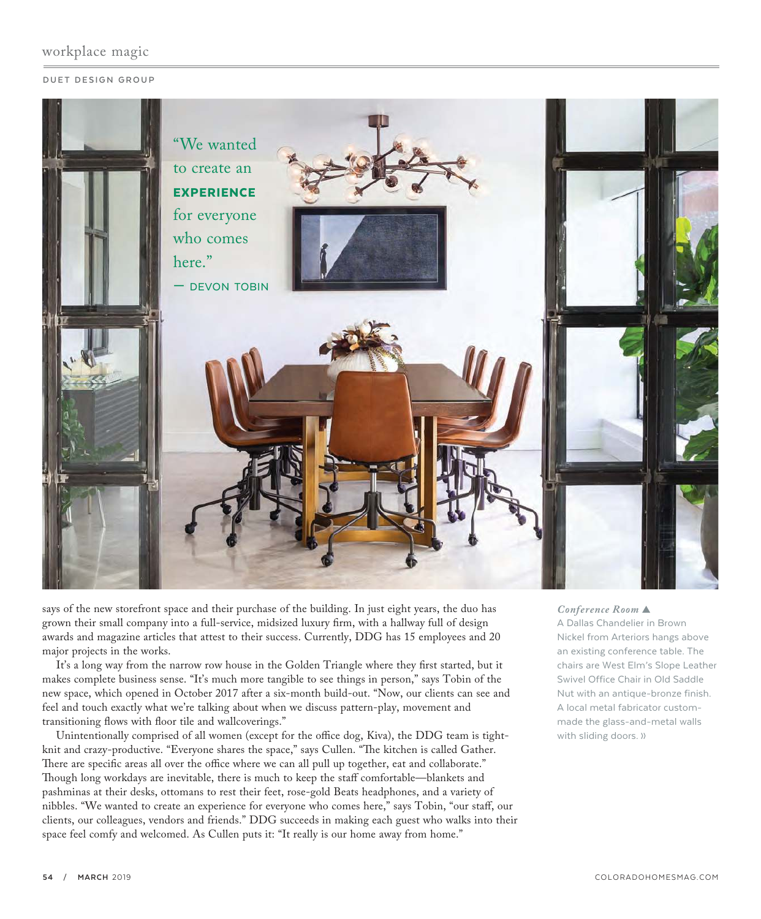DUET DESIGN GROUP

"We wanted to create an **EXPERIENCE** for everyone who comes here."

— DEVON TOBIN

says of the new storefront space and their purchase of the building. In just eight years, the duo has grown their small company into a full-service, midsized luxury firm, with a hallway full of design awards and magazine articles that attest to their success. Currently, DDG has 15 employees and 20 major projects in the works.

It's a long way from the narrow row house in the Golden Triangle where they first started, but it makes complete business sense. "It's much more tangible to see things in person," says Tobin of the new space, which opened in October 2017 after a six-month build-out. "Now, our clients can see and feel and touch exactly what we're talking about when we discuss pattern-play, movement and transitioning flows with floor tile and wallcoverings."

Unintentionally comprised of all women (except for the office dog, Kiva), the DDG team is tight-knit and crazy-productive. "Everyone shares the space," says Cullen. "The kitchen is called Gather. There are specific areas all over the office where we can all pull up together, eat and collaborate." Though long workdays are inevitable, there is much to keep the staff comfortable—blankets and pashminas at their desks, ottomans to rest their feet, rose-gold Beats headphones, and a variety of nibbles. "We wanted to create an experience for everyone who comes here," says Tobin, "our staff, our clients, our colleagues, vendors and friends." DDG succeeds in making each guest who walks into their space feel comfy and welcomed. As Cullen puts it: "It really is our home away from home."

*Conference Room* ▲
A Dallas Chandelier in Brown Nickel from Arteriors hangs above an existing conference table. The chairs are West Elm's Slope Leather Swivel Office Chair in Old Saddle Nut with an antique-bronze finish. A local metal fabricator custom-made the glass-and-metal walls with sliding doors. »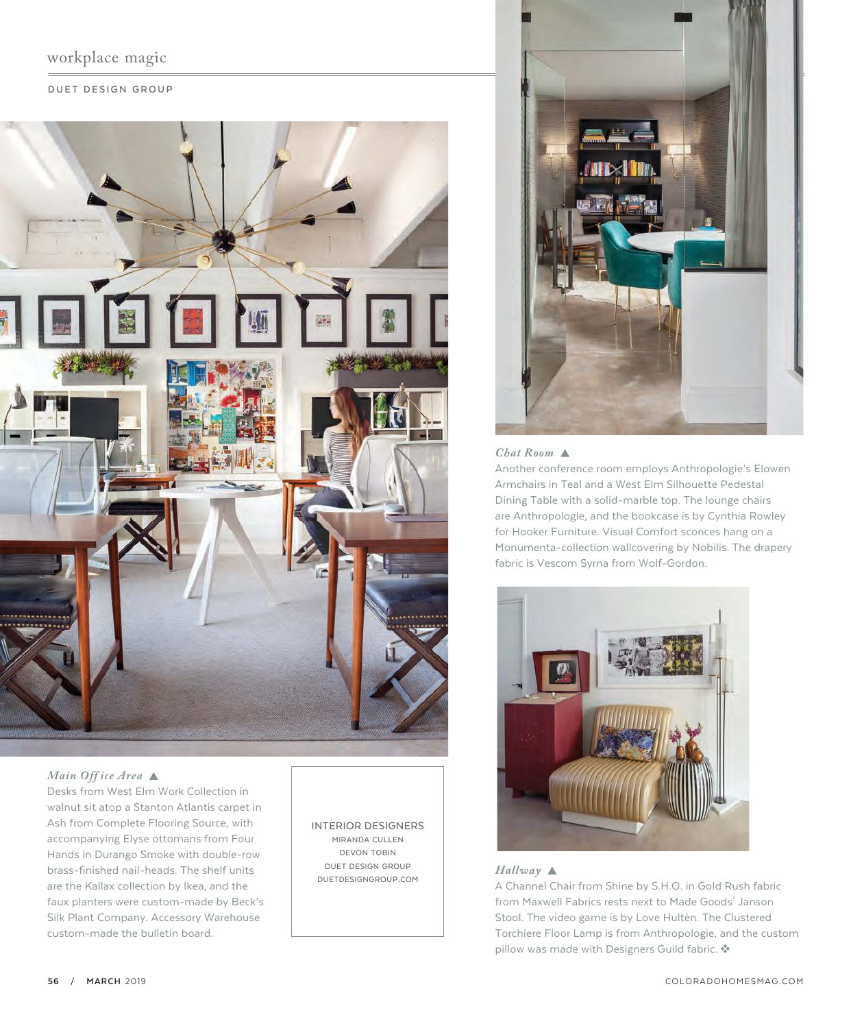DUET DESIGN GROUP

*Main Office Area* ▲
Desks from West Elm Work Collection in walnut sit atop a Stanton Atlantis carpet in Ash from Complete Flooring Source, with accompanying Elyse ottomans from Four Hands in Durango Smoke with double-row brass-finished nail-heads. The shelf units are the Kallax collection by Ikea, and the faux planters were custom-made by Beck's Silk Plant Company. Accessory Warehouse custom-made the bulletin board.

INTERIOR DESIGNERS
MIRANDA CULLEN
DEVON TOBIN
DUET DESIGN GROUP
DUETDESIGNGROUP.COM

*Chat Room* ▲
Another conference room employs Anthropologie's Elowen Armchairs in Teal and a West Elm Silhouette Pedestal Dining Table with a solid-marble top. The lounge chairs are Anthropologie, and the bookcase is by Cynthia Rowley for Hooker Furniture. Visual Comfort sconces hang on a Monumenta-collection wallcovering by Nobilis. The drapery fabric is Vescom Syrna from Wolf-Gordon.

*Hallway* ▲
A Channel Chair from Shine by S.H.O. in Gold Rush fabric from Maxwell Fabrics rests next to Made Goods' Janson Stool. The video game is by Love Hultèn. The Clustered Torchiere Floor Lamp is from Anthropologie, and the custom pillow was made with Designers Guild fabric. ❖